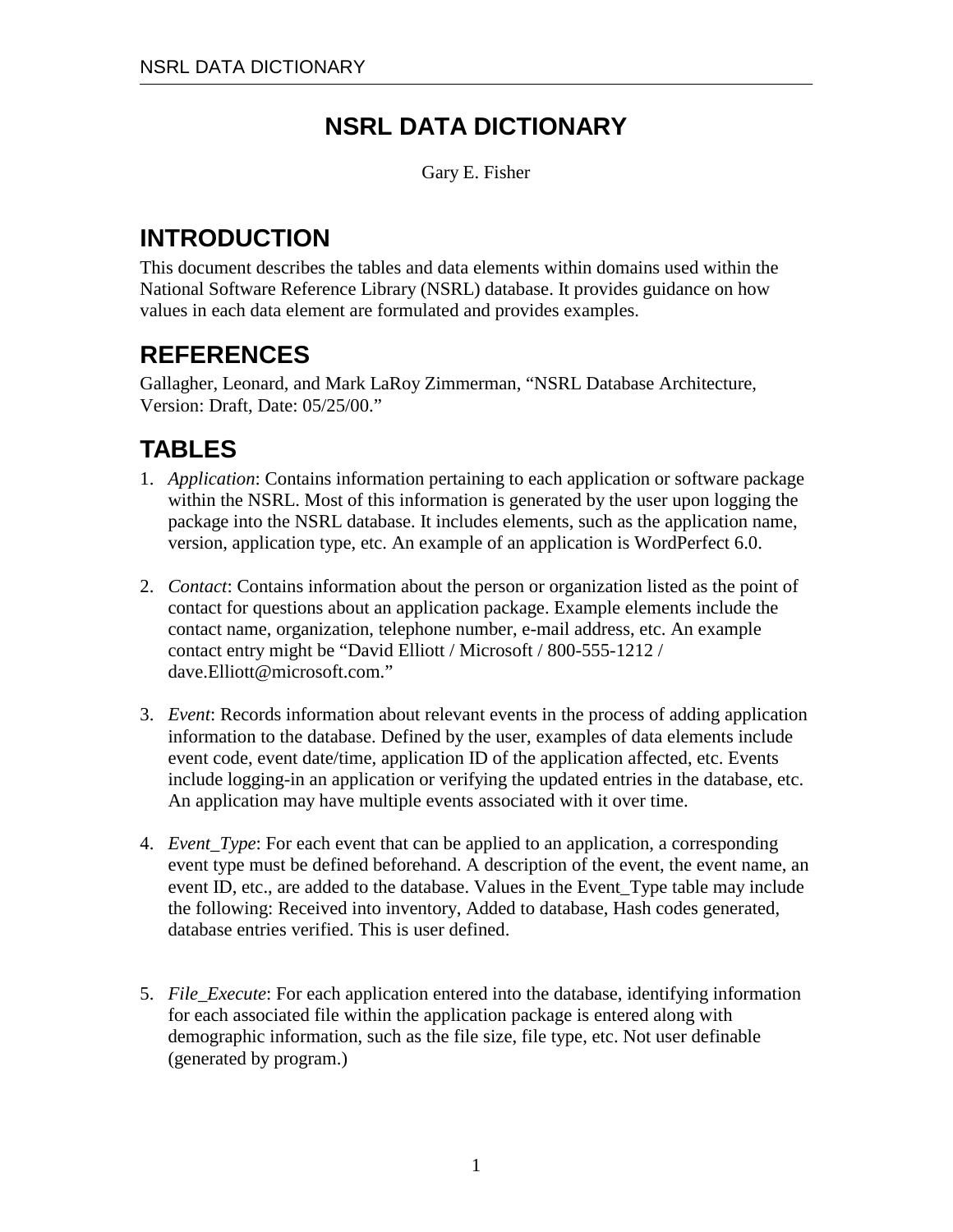# NSRL DATA DICTIONARY

Gary E. Fisher

## INTRODUCTION

This document describes the tables and data elements within domains used within the National Software Reference Library (NSRL) database. It provides guidance on how values in each data element are formulated and provides examples.

## REFERENCES

Gallagher, Leonard, and Mark LaRoy Zimmerman, "NSRL Database Architecture, Version: Draft, Date: 05/25/00."

## TABLES

1. *Application*: Contains information pertaining to each application or software package within the NSRL. Most of this information is generated by the user upon logging the package into the NSRL database. It includes elements, such as the application name, version, application type, etc. An example of an application is WordPerfect 6.0.

2. *Contact*: Contains information about the person or organization listed as the point of contact for questions about an application package. Example elements include the contact name, organization, telephone number, e-mail address, etc. An example contact entry might be "David Elliott / Microsoft / 800-555-1212 / dave.Elliott@microsoft.com."

3. *Event*: Records information about relevant events in the process of adding application information to the database. Defined by the user, examples of data elements include event code, event date/time, application ID of the application affected, etc. Events include logging-in an application or verifying the updated entries in the database, etc. An application may have multiple events associated with it over time.

4. *Event_Type*: For each event that can be applied to an application, a corresponding event type must be defined beforehand. A description of the event, the event name, an event ID, etc., are added to the database. Values in the Event_Type table may include the following: Received into inventory, Added to database, Hash codes generated, database entries verified. This is user defined.

5. *File_Execute*: For each application entered into the database, identifying information for each associated file within the application package is entered along with demographic information, such as the file size, file type, etc. Not user definable (generated by program.)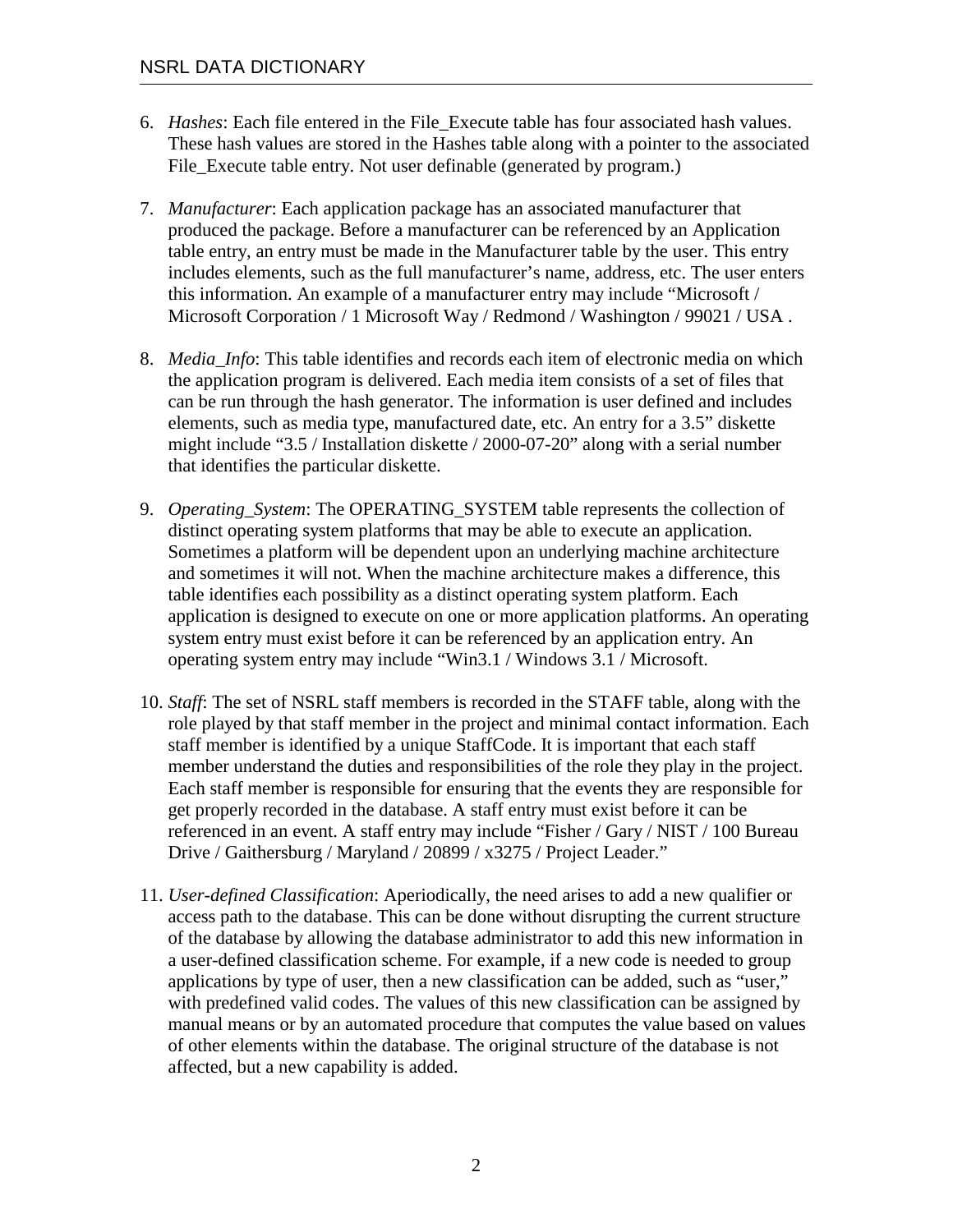6. *Hashes*: Each file entered in the File_Execute table has four associated hash values. These hash values are stored in the Hashes table along with a pointer to the associated File_Execute table entry. Not user definable (generated by program.)

7. *Manufacturer*: Each application package has an associated manufacturer that produced the package. Before a manufacturer can be referenced by an Application table entry, an entry must be made in the Manufacturer table by the user. This entry includes elements, such as the full manufacturer's name, address, etc. The user enters this information. An example of a manufacturer entry may include "Microsoft / Microsoft Corporation / 1 Microsoft Way / Redmond / Washington / 99021 / USA .

8. *Media_Info*: This table identifies and records each item of electronic media on which the application program is delivered. Each media item consists of a set of files that can be run through the hash generator. The information is user defined and includes elements, such as media type, manufactured date, etc. An entry for a 3.5" diskette might include "3.5 / Installation diskette / 2000-07-20" along with a serial number that identifies the particular diskette.

9. *Operating_System*: The OPERATING_SYSTEM table represents the collection of distinct operating system platforms that may be able to execute an application. Sometimes a platform will be dependent upon an underlying machine architecture and sometimes it will not. When the machine architecture makes a difference, this table identifies each possibility as a distinct operating system platform. Each application is designed to execute on one or more application platforms. An operating system entry must exist before it can be referenced by an application entry. An operating system entry may include "Win3.1 / Windows 3.1 / Microsoft.

10. *Staff*: The set of NSRL staff members is recorded in the STAFF table, along with the role played by that staff member in the project and minimal contact information. Each staff member is identified by a unique StaffCode. It is important that each staff member understand the duties and responsibilities of the role they play in the project. Each staff member is responsible for ensuring that the events they are responsible for get properly recorded in the database. A staff entry must exist before it can be referenced in an event. A staff entry may include "Fisher / Gary / NIST / 100 Bureau Drive / Gaithersburg / Maryland / 20899 / x3275 / Project Leader."

11. *User-defined Classification*: Aperiodically, the need arises to add a new qualifier or access path to the database. This can be done without disrupting the current structure of the database by allowing the database administrator to add this new information in a user-defined classification scheme. For example, if a new code is needed to group applications by type of user, then a new classification can be added, such as "user," with predefined valid codes. The values of this new classification can be assigned by manual means or by an automated procedure that computes the value based on values of other elements within the database. The original structure of the database is not affected, but a new capability is added.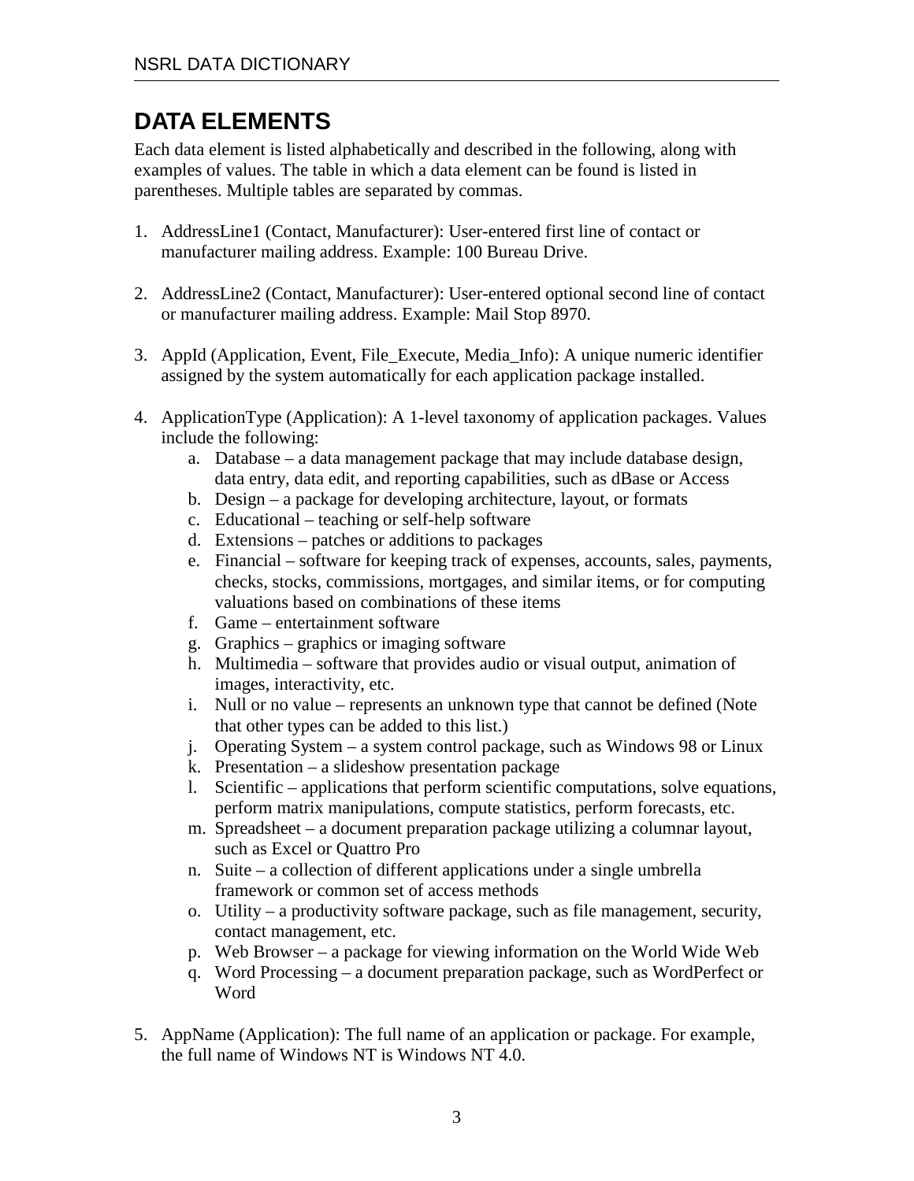# DATA ELEMENTS

Each data element is listed alphabetically and described in the following, along with examples of values. The table in which a data element can be found is listed in parentheses. Multiple tables are separated by commas.

1. AddressLine1 (Contact, Manufacturer): User-entered first line of contact or manufacturer mailing address. Example: 100 Bureau Drive.

2. AddressLine2 (Contact, Manufacturer): User-entered optional second line of contact or manufacturer mailing address. Example: Mail Stop 8970.

3. AppId (Application, Event, File_Execute, Media_Info): A unique numeric identifier assigned by the system automatically for each application package installed.

4. ApplicationType (Application): A 1-level taxonomy of application packages. Values include the following:
   a. Database – a data management package that may include database design, data entry, data edit, and reporting capabilities, such as dBase or Access
   b. Design – a package for developing architecture, layout, or formats
   c. Educational – teaching or self-help software
   d. Extensions – patches or additions to packages
   e. Financial – software for keeping track of expenses, accounts, sales, payments, checks, stocks, commissions, mortgages, and similar items, or for computing valuations based on combinations of these items
   f. Game – entertainment software
   g. Graphics – graphics or imaging software
   h. Multimedia – software that provides audio or visual output, animation of images, interactivity, etc.
   i. Null or no value – represents an unknown type that cannot be defined (Note that other types can be added to this list.)
   j. Operating System – a system control package, such as Windows 98 or Linux
   k. Presentation – a slideshow presentation package
   l. Scientific – applications that perform scientific computations, solve equations, perform matrix manipulations, compute statistics, perform forecasts, etc.
   m. Spreadsheet – a document preparation package utilizing a columnar layout, such as Excel or Quattro Pro
   n. Suite – a collection of different applications under a single umbrella framework or common set of access methods
   o. Utility – a productivity software package, such as file management, security, contact management, etc.
   p. Web Browser – a package for viewing information on the World Wide Web
   q. Word Processing – a document preparation package, such as WordPerfect or Word

5. AppName (Application): The full name of an application or package. For example, the full name of Windows NT is Windows NT 4.0.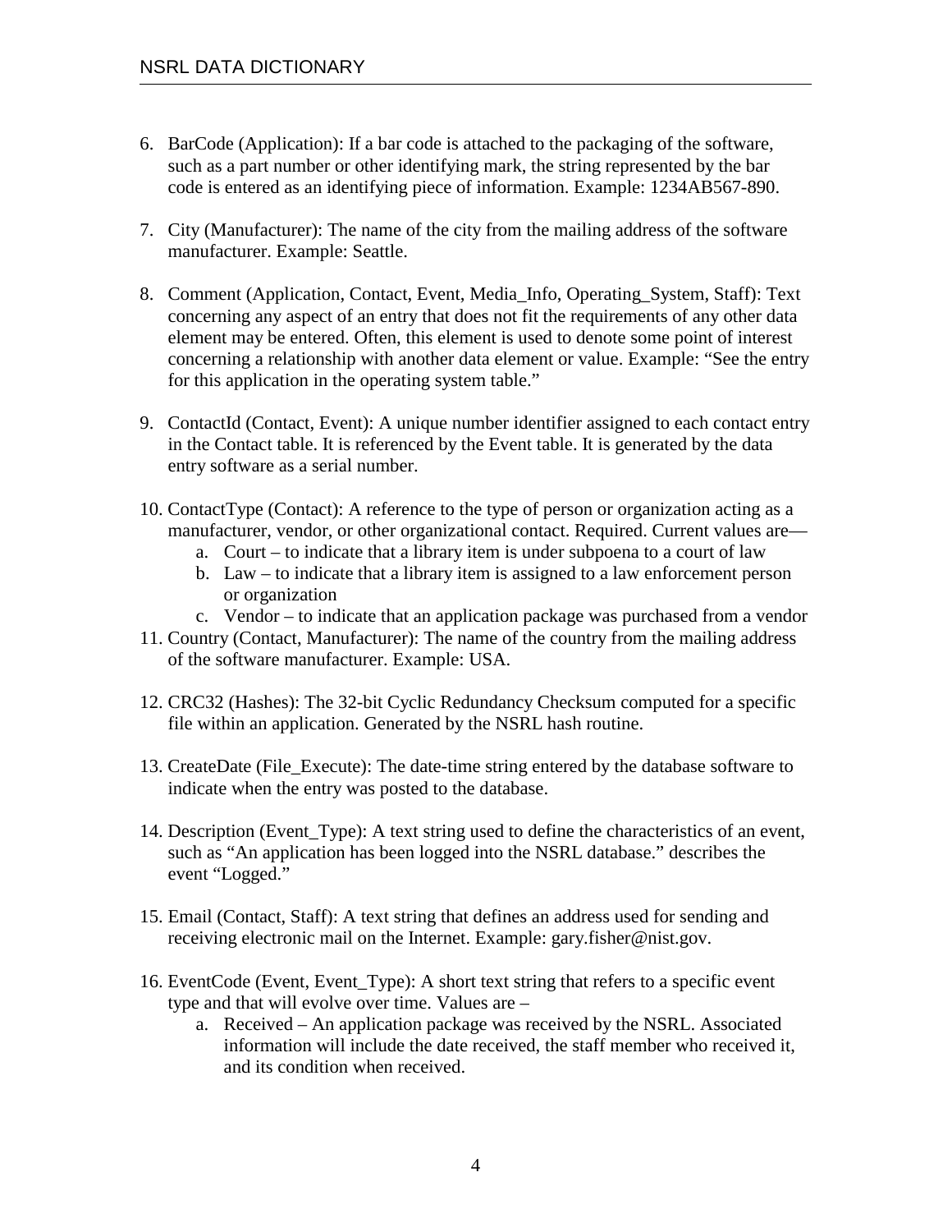6. BarCode (Application): If a bar code is attached to the packaging of the software, such as a part number or other identifying mark, the string represented by the bar code is entered as an identifying piece of information. Example: 1234AB567-890.

7. City (Manufacturer): The name of the city from the mailing address of the software manufacturer. Example: Seattle.

8. Comment (Application, Contact, Event, Media_Info, Operating_System, Staff): Text concerning any aspect of an entry that does not fit the requirements of any other data element may be entered. Often, this element is used to denote some point of interest concerning a relationship with another data element or value. Example: "See the entry for this application in the operating system table."

9. ContactId (Contact, Event): A unique number identifier assigned to each contact entry in the Contact table. It is referenced by the Event table. It is generated by the data entry software as a serial number.

10. ContactType (Contact): A reference to the type of person or organization acting as a manufacturer, vendor, or other organizational contact. Required. Current values are—
    a. Court – to indicate that a library item is under subpoena to a court of law
    b. Law – to indicate that a library item is assigned to a law enforcement person or organization
    c. Vendor – to indicate that an application package was purchased from a vendor

11. Country (Contact, Manufacturer): The name of the country from the mailing address of the software manufacturer. Example: USA.

12. CRC32 (Hashes): The 32-bit Cyclic Redundancy Checksum computed for a specific file within an application. Generated by the NSRL hash routine.

13. CreateDate (File_Execute): The date-time string entered by the database software to indicate when the entry was posted to the database.

14. Description (Event_Type): A text string used to define the characteristics of an event, such as "An application has been logged into the NSRL database." describes the event "Logged."

15. Email (Contact, Staff): A text string that defines an address used for sending and receiving electronic mail on the Internet. Example: gary.fisher@nist.gov.

16. EventCode (Event, Event_Type): A short text string that refers to a specific event type and that will evolve over time. Values are –
    a. Received – An application package was received by the NSRL. Associated information will include the date received, the staff member who received it, and its condition when received.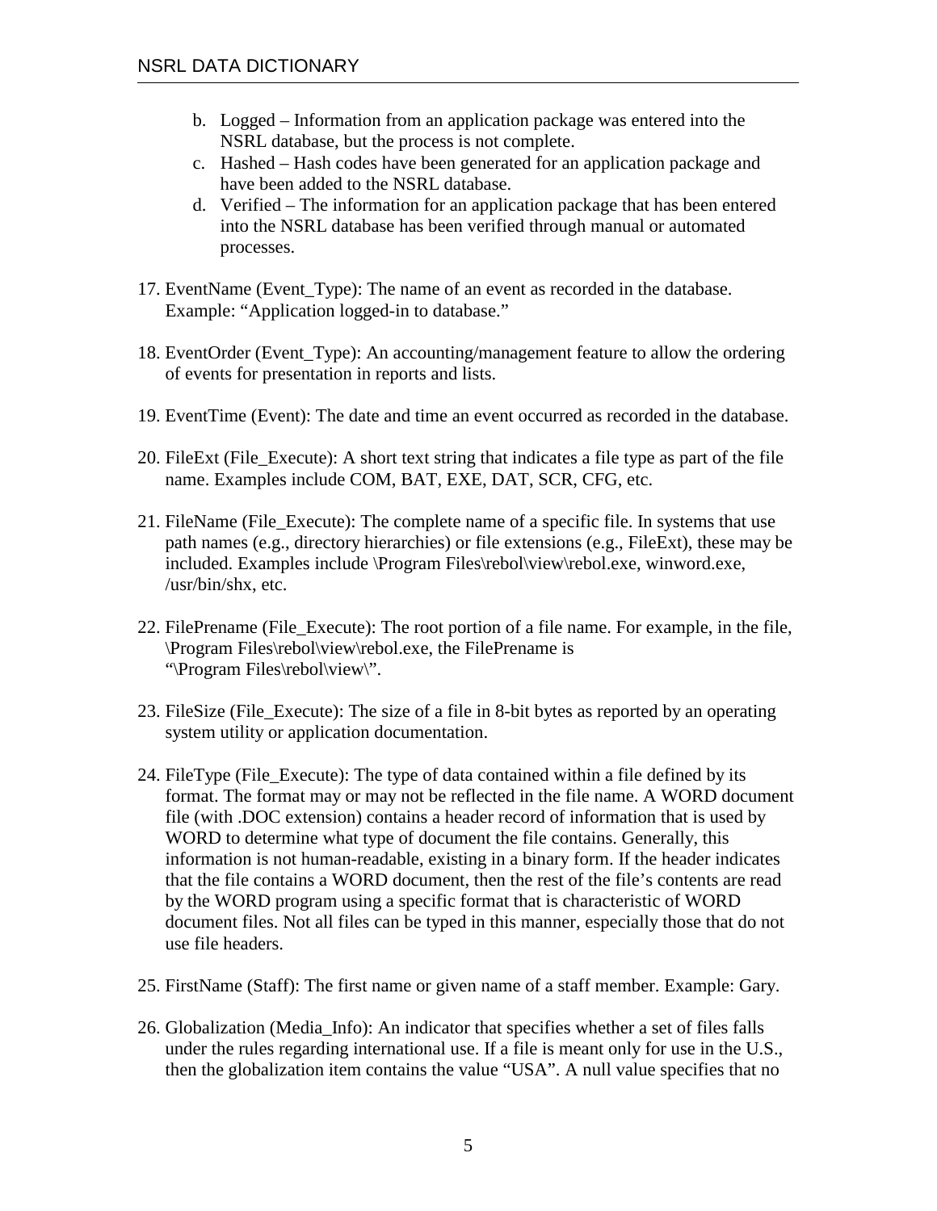b. Logged – Information from an application package was entered into the NSRL database, but the process is not complete.
c. Hashed – Hash codes have been generated for an application package and have been added to the NSRL database.
d. Verified – The information for an application package that has been entered into the NSRL database has been verified through manual or automated processes.

17. EventName (Event_Type): The name of an event as recorded in the database. Example: "Application logged-in to database."

18. EventOrder (Event_Type): An accounting/management feature to allow the ordering of events for presentation in reports and lists.

19. EventTime (Event): The date and time an event occurred as recorded in the database.

20. FileExt (File_Execute): A short text string that indicates a file type as part of the file name. Examples include COM, BAT, EXE, DAT, SCR, CFG, etc.

21. FileName (File_Execute): The complete name of a specific file. In systems that use path names (e.g., directory hierarchies) or file extensions (e.g., FileExt), these may be included. Examples include \Program Files\rebol\view\rebol.exe, winword.exe, /usr/bin/shx, etc.

22. FilePrename (File_Execute): The root portion of a file name. For example, in the file, \Program Files\rebol\view\rebol.exe, the FilePrename is "\Program Files\rebol\view\".

23. FileSize (File_Execute): The size of a file in 8-bit bytes as reported by an operating system utility or application documentation.

24. FileType (File_Execute): The type of data contained within a file defined by its format. The format may or may not be reflected in the file name. A WORD document file (with .DOC extension) contains a header record of information that is used by WORD to determine what type of document the file contains. Generally, this information is not human-readable, existing in a binary form. If the header indicates that the file contains a WORD document, then the rest of the file's contents are read by the WORD program using a specific format that is characteristic of WORD document files. Not all files can be typed in this manner, especially those that do not use file headers.

25. FirstName (Staff): The first name or given name of a staff member. Example: Gary.

26. Globalization (Media_Info): An indicator that specifies whether a set of files falls under the rules regarding international use. If a file is meant only for use in the U.S., then the globalization item contains the value "USA". A null value specifies that no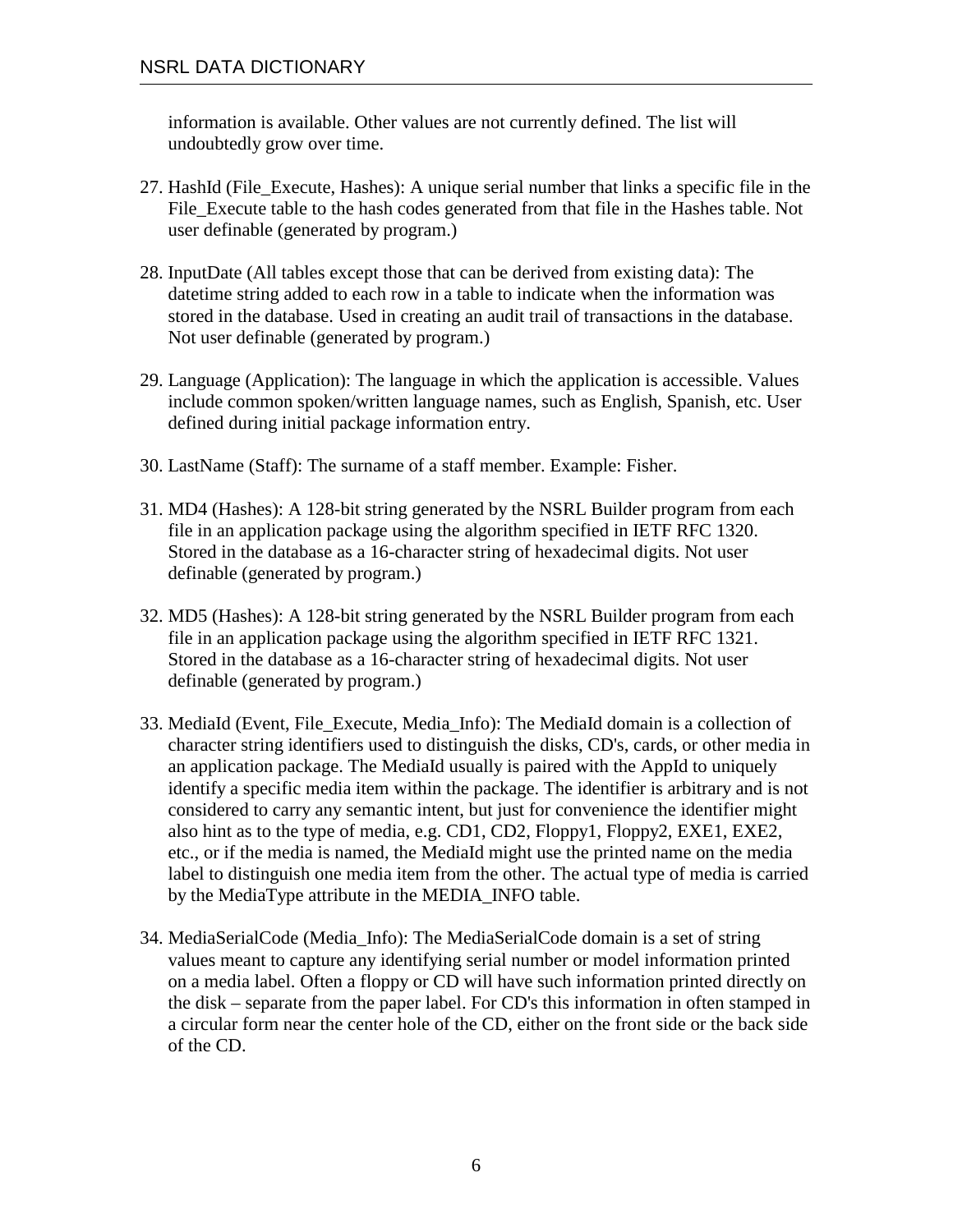information is available. Other values are not currently defined. The list will undoubtedly grow over time.

27. HashId (File_Execute, Hashes): A unique serial number that links a specific file in the File_Execute table to the hash codes generated from that file in the Hashes table. Not user definable (generated by program.)

28. InputDate (All tables except those that can be derived from existing data): The datetime string added to each row in a table to indicate when the information was stored in the database. Used in creating an audit trail of transactions in the database. Not user definable (generated by program.)

29. Language (Application): The language in which the application is accessible. Values include common spoken/written language names, such as English, Spanish, etc. User defined during initial package information entry.

30. LastName (Staff): The surname of a staff member. Example: Fisher.

31. MD4 (Hashes): A 128-bit string generated by the NSRL Builder program from each file in an application package using the algorithm specified in IETF RFC 1320. Stored in the database as a 16-character string of hexadecimal digits. Not user definable (generated by program.)

32. MD5 (Hashes): A 128-bit string generated by the NSRL Builder program from each file in an application package using the algorithm specified in IETF RFC 1321. Stored in the database as a 16-character string of hexadecimal digits. Not user definable (generated by program.)

33. MediaId (Event, File_Execute, Media_Info): The MediaId domain is a collection of character string identifiers used to distinguish the disks, CD's, cards, or other media in an application package. The MediaId usually is paired with the AppId to uniquely identify a specific media item within the package. The identifier is arbitrary and is not considered to carry any semantic intent, but just for convenience the identifier might also hint as to the type of media, e.g. CD1, CD2, Floppy1, Floppy2, EXE1, EXE2, etc., or if the media is named, the MediaId might use the printed name on the media label to distinguish one media item from the other. The actual type of media is carried by the MediaType attribute in the MEDIA_INFO table.

34. MediaSerialCode (Media_Info): The MediaSerialCode domain is a set of string values meant to capture any identifying serial number or model information printed on a media label. Often a floppy or CD will have such information printed directly on the disk – separate from the paper label. For CD's this information in often stamped in a circular form near the center hole of the CD, either on the front side or the back side of the CD.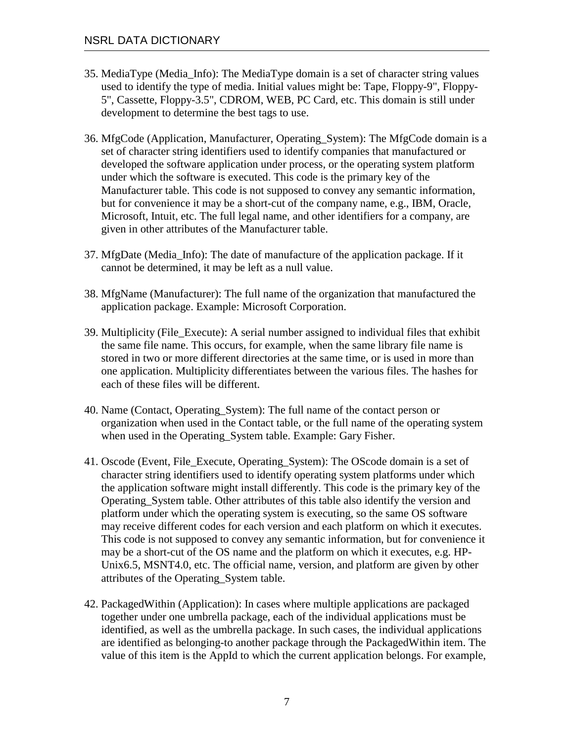35. MediaType (Media_Info): The MediaType domain is a set of character string values used to identify the type of media. Initial values might be: Tape, Floppy-9", Floppy-5", Cassette, Floppy-3.5", CDROM, WEB, PC Card, etc. This domain is still under development to determine the best tags to use.

36. MfgCode (Application, Manufacturer, Operating_System): The MfgCode domain is a set of character string identifiers used to identify companies that manufactured or developed the software application under process, or the operating system platform under which the software is executed. This code is the primary key of the Manufacturer table. This code is not supposed to convey any semantic information, but for convenience it may be a short-cut of the company name, e.g., IBM, Oracle, Microsoft, Intuit, etc. The full legal name, and other identifiers for a company, are given in other attributes of the Manufacturer table.

37. MfgDate (Media_Info): The date of manufacture of the application package. If it cannot be determined, it may be left as a null value.

38. MfgName (Manufacturer): The full name of the organization that manufactured the application package. Example: Microsoft Corporation.

39. Multiplicity (File_Execute): A serial number assigned to individual files that exhibit the same file name. This occurs, for example, when the same library file name is stored in two or more different directories at the same time, or is used in more than one application. Multiplicity differentiates between the various files. The hashes for each of these files will be different.

40. Name (Contact, Operating_System): The full name of the contact person or organization when used in the Contact table, or the full name of the operating system when used in the Operating_System table. Example: Gary Fisher.

41. Oscode (Event, File_Execute, Operating_System): The OScode domain is a set of character string identifiers used to identify operating system platforms under which the application software might install differently. This code is the primary key of the Operating_System table. Other attributes of this table also identify the version and platform under which the operating system is executing, so the same OS software may receive different codes for each version and each platform on which it executes. This code is not supposed to convey any semantic information, but for convenience it may be a short-cut of the OS name and the platform on which it executes, e.g. HP-Unix6.5, MSNT4.0, etc. The official name, version, and platform are given by other attributes of the Operating_System table.

42. PackagedWithin (Application): In cases where multiple applications are packaged together under one umbrella package, each of the individual applications must be identified, as well as the umbrella package. In such cases, the individual applications are identified as belonging-to another package through the PackagedWithin item. The value of this item is the AppId to which the current application belongs. For example,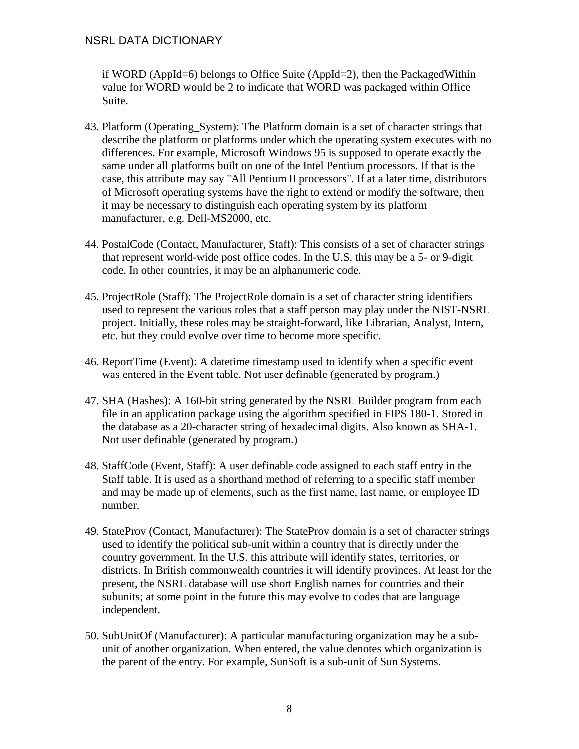if WORD (AppId=6) belongs to Office Suite (AppId=2), then the PackagedWithin value for WORD would be 2 to indicate that WORD was packaged within Office Suite.

43. Platform (Operating_System): The Platform domain is a set of character strings that describe the platform or platforms under which the operating system executes with no differences. For example, Microsoft Windows 95 is supposed to operate exactly the same under all platforms built on one of the Intel Pentium processors. If that is the case, this attribute may say "All Pentium II processors". If at a later time, distributors of Microsoft operating systems have the right to extend or modify the software, then it may be necessary to distinguish each operating system by its platform manufacturer, e.g. Dell-MS2000, etc.

44. PostalCode (Contact, Manufacturer, Staff): This consists of a set of character strings that represent world-wide post office codes. In the U.S. this may be a 5- or 9-digit code. In other countries, it may be an alphanumeric code.

45. ProjectRole (Staff): The ProjectRole domain is a set of character string identifiers used to represent the various roles that a staff person may play under the NIST-NSRL project. Initially, these roles may be straight-forward, like Librarian, Analyst, Intern, etc. but they could evolve over time to become more specific.

46. ReportTime (Event): A datetime timestamp used to identify when a specific event was entered in the Event table. Not user definable (generated by program.)

47. SHA (Hashes): A 160-bit string generated by the NSRL Builder program from each file in an application package using the algorithm specified in FIPS 180-1. Stored in the database as a 20-character string of hexadecimal digits. Also known as SHA-1. Not user definable (generated by program.)

48. StaffCode (Event, Staff): A user definable code assigned to each staff entry in the Staff table. It is used as a shorthand method of referring to a specific staff member and may be made up of elements, such as the first name, last name, or employee ID number.

49. StateProv (Contact, Manufacturer): The StateProv domain is a set of character strings used to identify the political sub-unit within a country that is directly under the country government. In the U.S. this attribute will identify states, territories, or districts. In British commonwealth countries it will identify provinces. At least for the present, the NSRL database will use short English names for countries and their subunits; at some point in the future this may evolve to codes that are language independent.

50. SubUnitOf (Manufacturer): A particular manufacturing organization may be a sub-unit of another organization. When entered, the value denotes which organization is the parent of the entry. For example, SunSoft is a sub-unit of Sun Systems.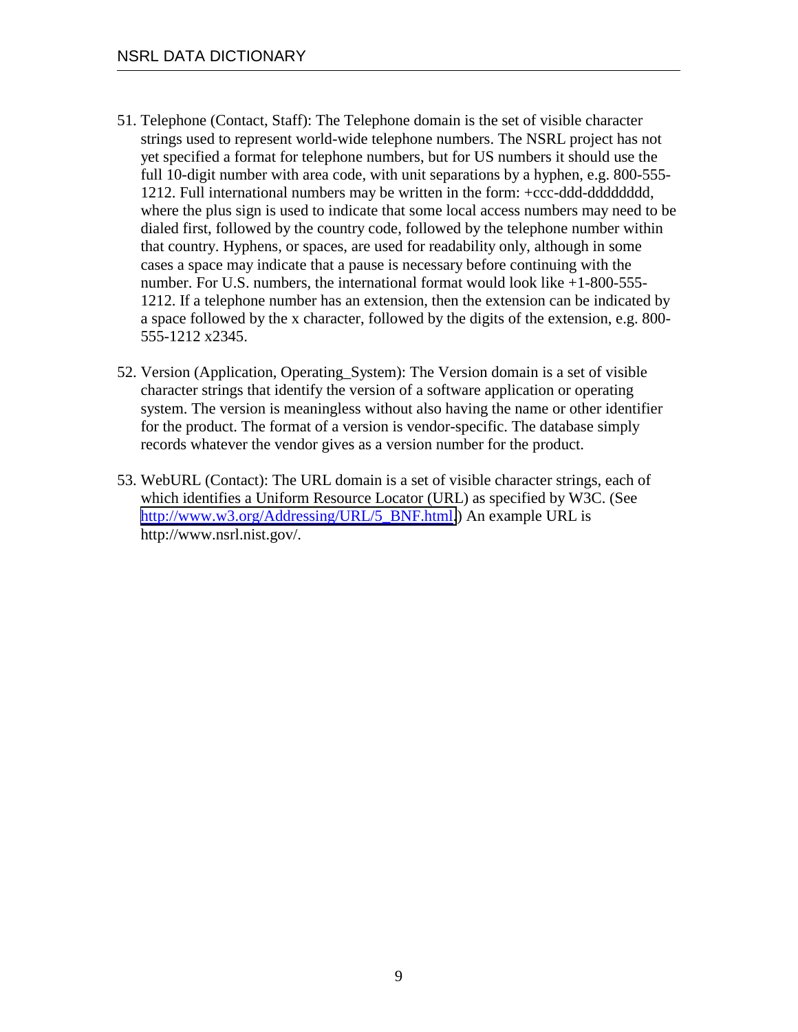51. Telephone (Contact, Staff): The Telephone domain is the set of visible character strings used to represent world-wide telephone numbers. The NSRL project has not yet specified a format for telephone numbers, but for US numbers it should use the full 10-digit number with area code, with unit separations by a hyphen, e.g. 800-555-1212. Full international numbers may be written in the form: +ccc-ddd-dddddddd, where the plus sign is used to indicate that some local access numbers may need to be dialed first, followed by the country code, followed by the telephone number within that country. Hyphens, or spaces, are used for readability only, although in some cases a space may indicate that a pause is necessary before continuing with the number. For U.S. numbers, the international format would look like +1-800-555-1212. If a telephone number has an extension, then the extension can be indicated by a space followed by the x character, followed by the digits of the extension, e.g. 800-555-1212 x2345.

52. Version (Application, Operating_System): The Version domain is a set of visible character strings that identify the version of a software application or operating system. The version is meaningless without also having the name or other identifier for the product. The format of a version is vendor-specific. The database simply records whatever the vendor gives as a version number for the product.

53. WebURL (Contact): The URL domain is a set of visible character strings, each of which identifies a Uniform Resource Locator (URL) as specified by W3C. (See http://www.w3.org/Addressing/URL/5_BNF.html.) An example URL is http://www.nsrl.nist.gov/.